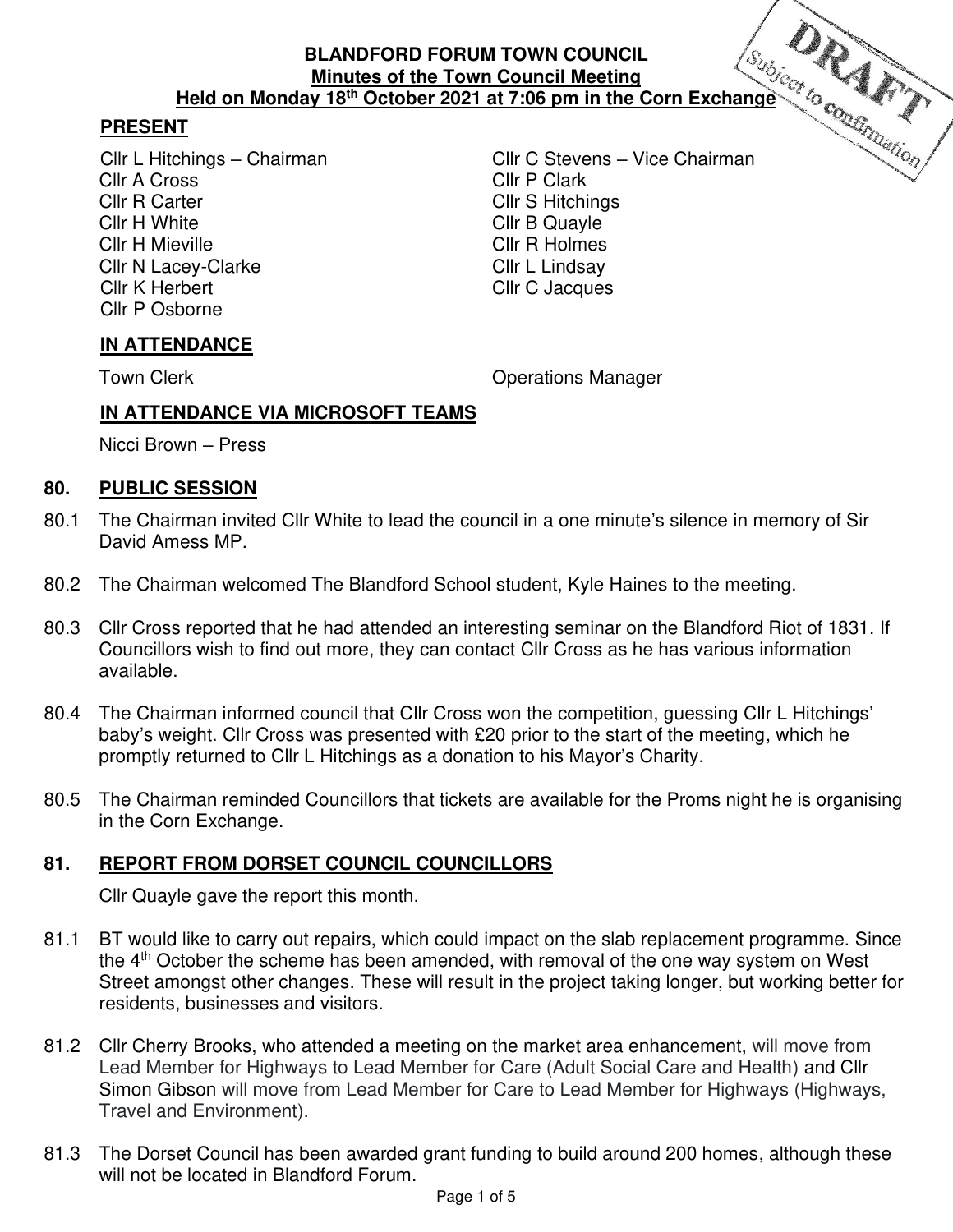**BLANDFORD FORUM TOWN COUNCIL**
**Minutes of the Town Council Meeting**
**Held on Monday 18th October 2021 at 7:06 pm in the Corn Exchange**

DRAFT Subject to confirmation

## PRESENT

| | |
|---|---|
| Cllr L Hitchings – Chairman | Cllr C Stevens – Vice Chairman |
| Cllr A Cross | Cllr P Clark |
| Cllr R Carter | Cllr S Hitchings |
| Cllr H White | Cllr B Quayle |
| Cllr H Mieville | Cllr R Holmes |
| Cllr N Lacey-Clarke | Cllr L Lindsay |
| Cllr K Herbert | Cllr C Jacques |
| Cllr P Osborne | |

## IN ATTENDANCE

Town Clerk
Operations Manager

## IN ATTENDANCE VIA MICROSOFT TEAMS

Nicci Brown – Press

## 80. PUBLIC SESSION

80.1 The Chairman invited Cllr White to lead the council in a one minute's silence in memory of Sir David Amess MP.

80.2 The Chairman welcomed The Blandford School student, Kyle Haines to the meeting.

80.3 Cllr Cross reported that he had attended an interesting seminar on the Blandford Riot of 1831. If Councillors wish to find out more, they can contact Cllr Cross as he has various information available.

80.4 The Chairman informed council that Cllr Cross won the competition, guessing Cllr L Hitchings' baby's weight. Cllr Cross was presented with £20 prior to the start of the meeting, which he promptly returned to Cllr L Hitchings as a donation to his Mayor's Charity.

80.5 The Chairman reminded Councillors that tickets are available for the Proms night he is organising in the Corn Exchange.

## 81. REPORT FROM DORSET COUNCIL COUNCILLORS

Cllr Quayle gave the report this month.

81.1 BT would like to carry out repairs, which could impact on the slab replacement programme. Since the 4th October the scheme has been amended, with removal of the one way system on West Street amongst other changes. These will result in the project taking longer, but working better for residents, businesses and visitors.

81.2 Cllr Cherry Brooks, who attended a meeting on the market area enhancement, will move from Lead Member for Highways to Lead Member for Care (Adult Social Care and Health) and Cllr Simon Gibson will move from Lead Member for Care to Lead Member for Highways (Highways, Travel and Environment).

81.3 The Dorset Council has been awarded grant funding to build around 200 homes, although these will not be located in Blandford Forum.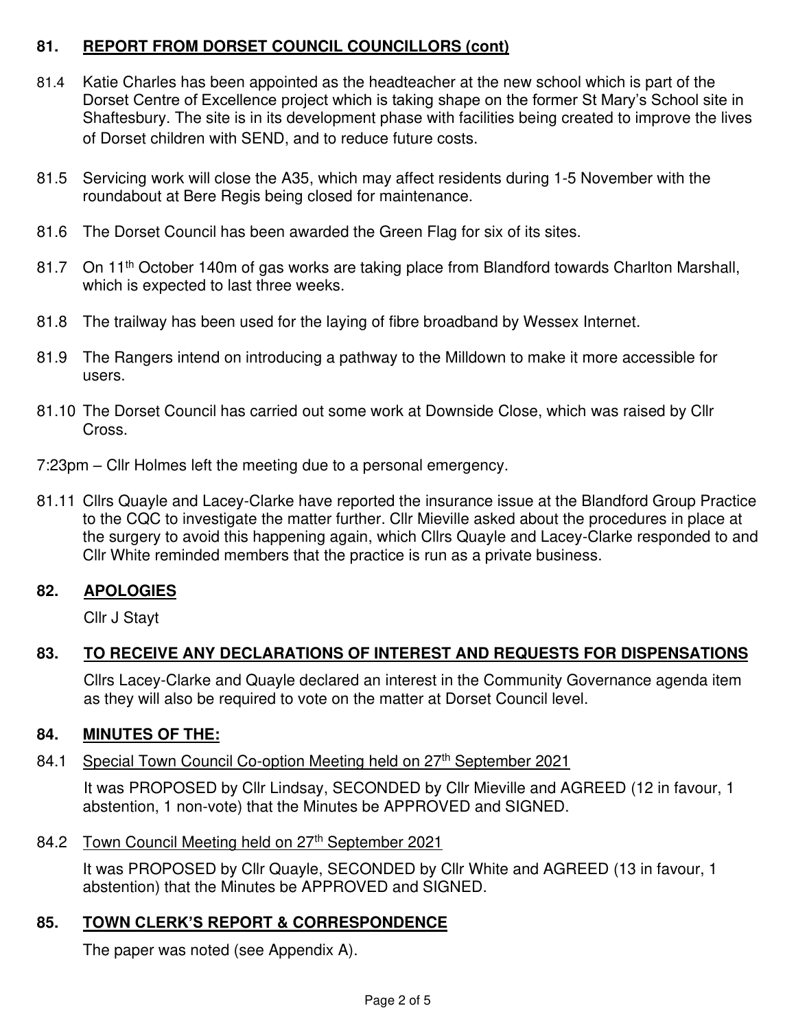## 81. REPORT FROM DORSET COUNCIL COUNCILLORS (cont)

81.4 Katie Charles has been appointed as the headteacher at the new school which is part of the Dorset Centre of Excellence project which is taking shape on the former St Mary's School site in Shaftesbury. The site is in its development phase with facilities being created to improve the lives of Dorset children with SEND, and to reduce future costs.

81.5 Servicing work will close the A35, which may affect residents during 1-5 November with the roundabout at Bere Regis being closed for maintenance.

81.6 The Dorset Council has been awarded the Green Flag for six of its sites.

81.7 On 11th October 140m of gas works are taking place from Blandford towards Charlton Marshall, which is expected to last three weeks.

81.8 The trailway has been used for the laying of fibre broadband by Wessex Internet.

81.9 The Rangers intend on introducing a pathway to the Milldown to make it more accessible for users.

81.10 The Dorset Council has carried out some work at Downside Close, which was raised by Cllr Cross.

7:23pm – Cllr Holmes left the meeting due to a personal emergency.

81.11 Cllrs Quayle and Lacey-Clarke have reported the insurance issue at the Blandford Group Practice to the CQC to investigate the matter further. Cllr Mieville asked about the procedures in place at the surgery to avoid this happening again, which Cllrs Quayle and Lacey-Clarke responded to and Cllr White reminded members that the practice is run as a private business.

## 82. APOLOGIES

Cllr J Stayt

## 83. TO RECEIVE ANY DECLARATIONS OF INTEREST AND REQUESTS FOR DISPENSATIONS

Cllrs Lacey-Clarke and Quayle declared an interest in the Community Governance agenda item as they will also be required to vote on the matter at Dorset Council level.

## 84. MINUTES OF THE:

84.1 Special Town Council Co-option Meeting held on 27th September 2021

It was PROPOSED by Cllr Lindsay, SECONDED by Cllr Mieville and AGREED (12 in favour, 1 abstention, 1 non-vote) that the Minutes be APPROVED and SIGNED.

84.2 Town Council Meeting held on 27th September 2021

It was PROPOSED by Cllr Quayle, SECONDED by Cllr White and AGREED (13 in favour, 1 abstention) that the Minutes be APPROVED and SIGNED.

## 85. TOWN CLERK'S REPORT & CORRESPONDENCE

The paper was noted (see Appendix A).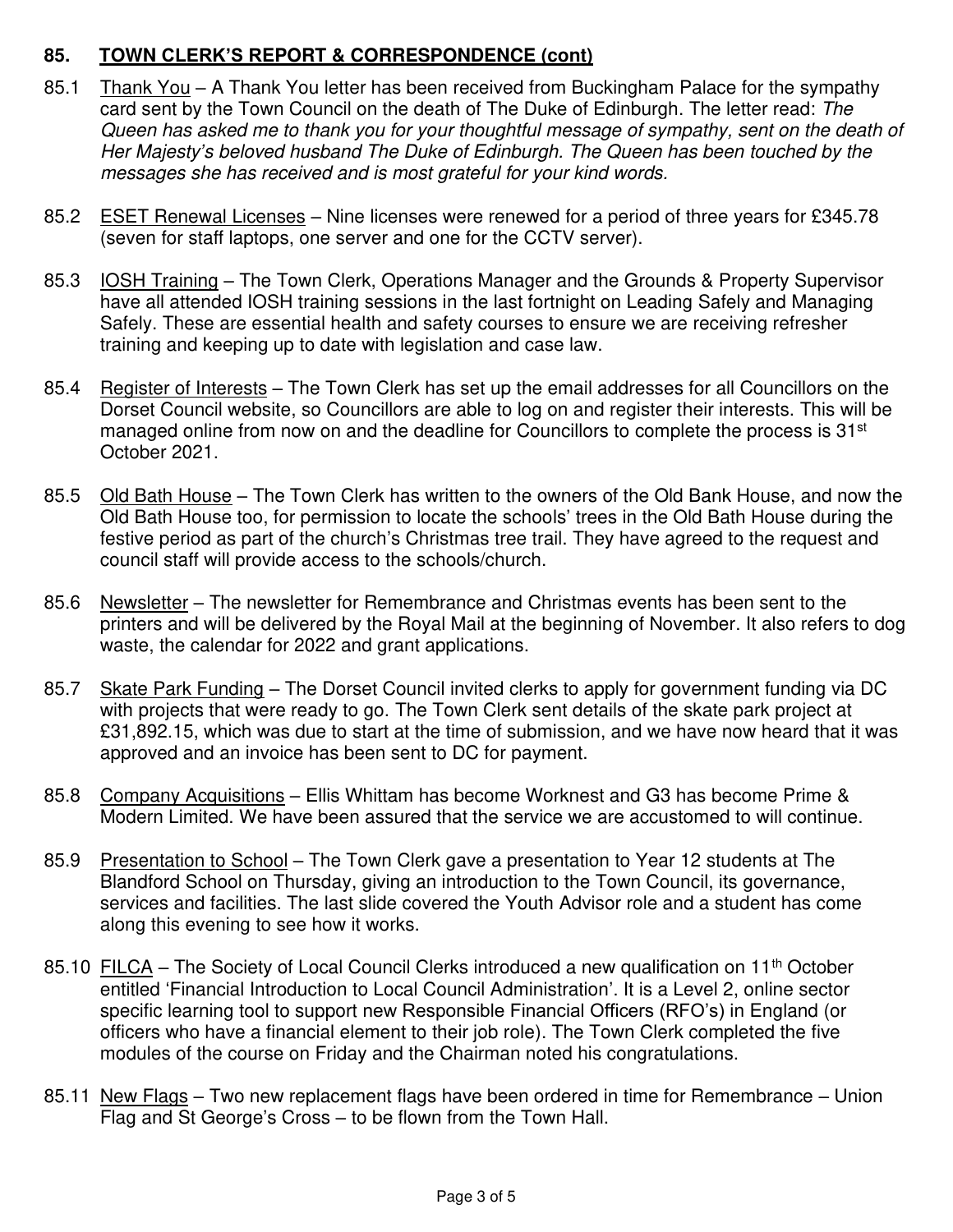## 85. TOWN CLERK'S REPORT & CORRESPONDENCE (cont)

85.1 Thank You – A Thank You letter has been received from Buckingham Palace for the sympathy card sent by the Town Council on the death of The Duke of Edinburgh. The letter read: *The Queen has asked me to thank you for your thoughtful message of sympathy, sent on the death of Her Majesty's beloved husband The Duke of Edinburgh. The Queen has been touched by the messages she has received and is most grateful for your kind words.*

85.2 ESET Renewal Licenses – Nine licenses were renewed for a period of three years for £345.78 (seven for staff laptops, one server and one for the CCTV server).

85.3 IOSH Training – The Town Clerk, Operations Manager and the Grounds & Property Supervisor have all attended IOSH training sessions in the last fortnight on Leading Safely and Managing Safely. These are essential health and safety courses to ensure we are receiving refresher training and keeping up to date with legislation and case law.

85.4 Register of Interests – The Town Clerk has set up the email addresses for all Councillors on the Dorset Council website, so Councillors are able to log on and register their interests. This will be managed online from now on and the deadline for Councillors to complete the process is 31st October 2021.

85.5 Old Bath House – The Town Clerk has written to the owners of the Old Bank House, and now the Old Bath House too, for permission to locate the schools' trees in the Old Bath House during the festive period as part of the church's Christmas tree trail. They have agreed to the request and council staff will provide access to the schools/church.

85.6 Newsletter – The newsletter for Remembrance and Christmas events has been sent to the printers and will be delivered by the Royal Mail at the beginning of November. It also refers to dog waste, the calendar for 2022 and grant applications.

85.7 Skate Park Funding – The Dorset Council invited clerks to apply for government funding via DC with projects that were ready to go. The Town Clerk sent details of the skate park project at £31,892.15, which was due to start at the time of submission, and we have now heard that it was approved and an invoice has been sent to DC for payment.

85.8 Company Acquisitions – Ellis Whittam has become Worknest and G3 has become Prime & Modern Limited. We have been assured that the service we are accustomed to will continue.

85.9 Presentation to School – The Town Clerk gave a presentation to Year 12 students at The Blandford School on Thursday, giving an introduction to the Town Council, its governance, services and facilities. The last slide covered the Youth Advisor role and a student has come along this evening to see how it works.

85.10 FILCA – The Society of Local Council Clerks introduced a new qualification on 11th October entitled 'Financial Introduction to Local Council Administration'. It is a Level 2, online sector specific learning tool to support new Responsible Financial Officers (RFO's) in England (or officers who have a financial element to their job role). The Town Clerk completed the five modules of the course on Friday and the Chairman noted his congratulations.

85.11 New Flags – Two new replacement flags have been ordered in time for Remembrance – Union Flag and St George's Cross – to be flown from the Town Hall.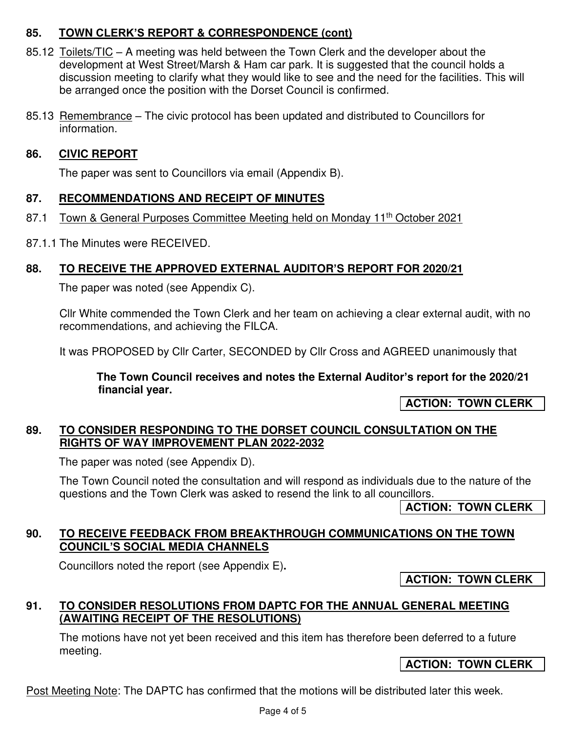## 85. TOWN CLERK'S REPORT & CORRESPONDENCE (cont)

85.12 Toilets/TIC – A meeting was held between the Town Clerk and the developer about the development at West Street/Marsh & Ham car park. It is suggested that the council holds a discussion meeting to clarify what they would like to see and the need for the facilities. This will be arranged once the position with the Dorset Council is confirmed.

85.13 Remembrance – The civic protocol has been updated and distributed to Councillors for information.

## 86. CIVIC REPORT

The paper was sent to Councillors via email (Appendix B).

## 87. RECOMMENDATIONS AND RECEIPT OF MINUTES

87.1 Town & General Purposes Committee Meeting held on Monday 11th October 2021

87.1.1 The Minutes were RECEIVED.

## 88. TO RECEIVE THE APPROVED EXTERNAL AUDITOR'S REPORT FOR 2020/21

The paper was noted (see Appendix C).

Cllr White commended the Town Clerk and her team on achieving a clear external audit, with no recommendations, and achieving the FILCA.

It was PROPOSED by Cllr Carter, SECONDED by Cllr Cross and AGREED unanimously that

**The Town Council receives and notes the External Auditor's report for the 2020/21 financial year.**

**ACTION: TOWN CLERK**

## 89. TO CONSIDER RESPONDING TO THE DORSET COUNCIL CONSULTATION ON THE RIGHTS OF WAY IMPROVEMENT PLAN 2022-2032

The paper was noted (see Appendix D).

The Town Council noted the consultation and will respond as individuals due to the nature of the questions and the Town Clerk was asked to resend the link to all councillors.

**ACTION: TOWN CLERK**

## 90. TO RECEIVE FEEDBACK FROM BREAKTHROUGH COMMUNICATIONS ON THE TOWN COUNCIL'S SOCIAL MEDIA CHANNELS

Councillors noted the report (see Appendix E).

**ACTION: TOWN CLERK**

## 91. TO CONSIDER RESOLUTIONS FROM DAPTC FOR THE ANNUAL GENERAL MEETING (AWAITING RECEIPT OF THE RESOLUTIONS)

The motions have not yet been received and this item has therefore been deferred to a future meeting.

**ACTION: TOWN CLERK**

Post Meeting Note: The DAPTC has confirmed that the motions will be distributed later this week.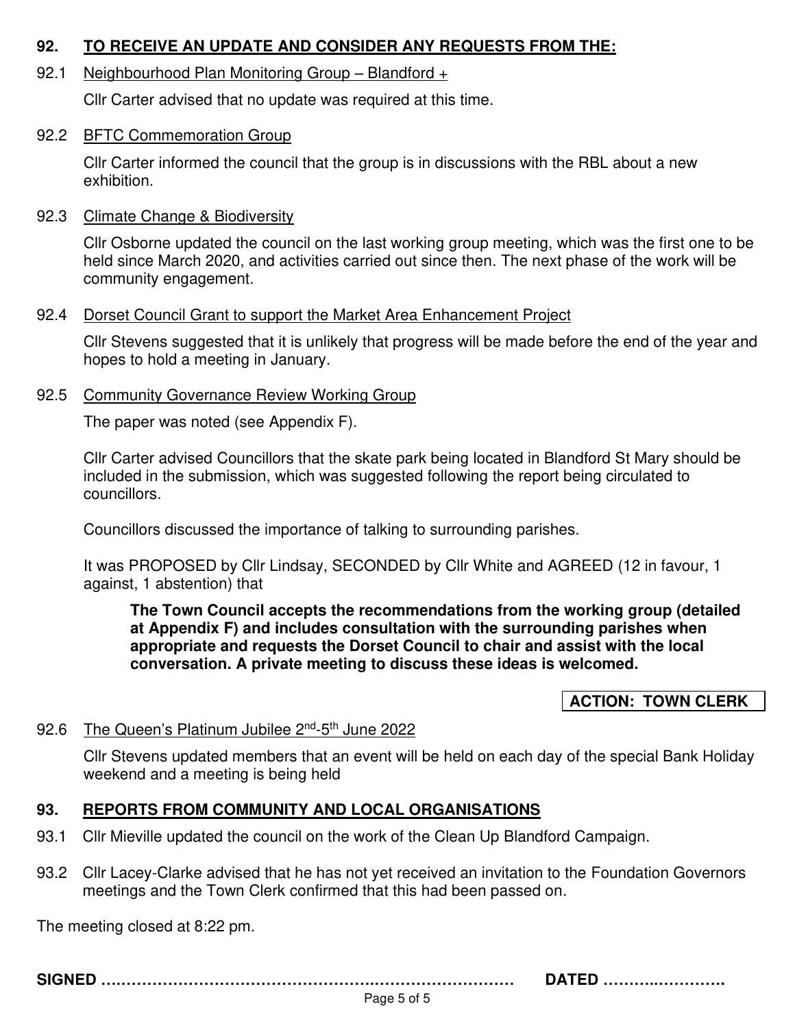## 92. TO RECEIVE AN UPDATE AND CONSIDER ANY REQUESTS FROM THE:

92.1 Neighbourhood Plan Monitoring Group – Blandford +

Cllr Carter advised that no update was required at this time.

92.2 BFTC Commemoration Group

Cllr Carter informed the council that the group is in discussions with the RBL about a new exhibition.

92.3 Climate Change & Biodiversity

Cllr Osborne updated the council on the last working group meeting, which was the first one to be held since March 2020, and activities carried out since then. The next phase of the work will be community engagement.

92.4 Dorset Council Grant to support the Market Area Enhancement Project

Cllr Stevens suggested that it is unlikely that progress will be made before the end of the year and hopes to hold a meeting in January.

92.5 Community Governance Review Working Group

The paper was noted (see Appendix F).

Cllr Carter advised Councillors that the skate park being located in Blandford St Mary should be included in the submission, which was suggested following the report being circulated to councillors.

Councillors discussed the importance of talking to surrounding parishes.

It was PROPOSED by Cllr Lindsay, SECONDED by Cllr White and AGREED (12 in favour, 1 against, 1 abstention) that

> **The Town Council accepts the recommendations from the working group (detailed at Appendix F) and includes consultation with the surrounding parishes when appropriate and requests the Dorset Council to chair and assist with the local conversation. A private meeting to discuss these ideas is welcomed.**

**ACTION: TOWN CLERK**

92.6 The Queen's Platinum Jubilee 2nd-5th June 2022

Cllr Stevens updated members that an event will be held on each day of the special Bank Holiday weekend and a meeting is being held

## 93. REPORTS FROM COMMUNITY AND LOCAL ORGANISATIONS

93.1 Cllr Mieville updated the council on the work of the Clean Up Blandford Campaign.

93.2 Cllr Lacey-Clarke advised that he has not yet received an invitation to the Foundation Governors meetings and the Town Clerk confirmed that this had been passed on.

The meeting closed at 8:22 pm.

**SIGNED ……………………………………………………………………… DATED …………………….**